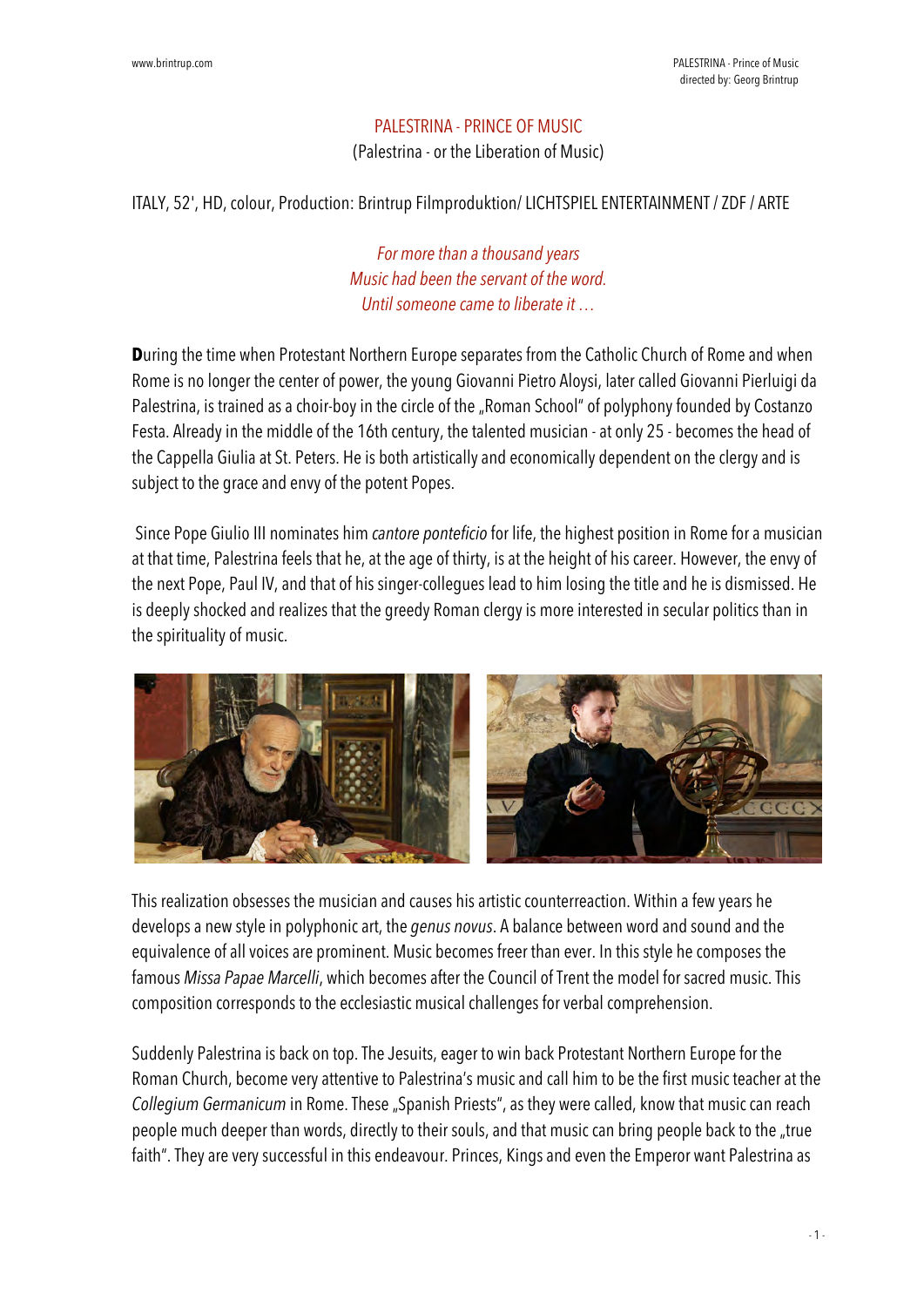# PALESTRINA - PRINCE OF MUSIC

(Palestrina - or the Liberation of Music)

ITALY, 52', HD, colour, Production: Brintrup Filmproduktion/ LICHTSPIEL ENTERTAINMENT / ZDF / ARTE

*For more than a thousand years*
*Music had been the servant of the word.*
*Until someone came to liberate it …*

**D**uring the time when Protestant Northern Europe separates from the Catholic Church of Rome and when Rome is no longer the center of power, the young Giovanni Pietro Aloysi, later called Giovanni Pierluigi da Palestrina, is trained as a choir-boy in the circle of the „Roman School" of polyphony founded by Costanzo Festa. Already in the middle of the 16th century, the talented musician - at only 25 - becomes the head of the Cappella Giulia at St. Peters. He is both artistically and economically dependent on the clergy and is subject to the grace and envy of the potent Popes.

Since Pope Giulio III nominates him *cantore ponteficio* for life, the highest position in Rome for a musician at that time, Palestrina feels that he, at the age of thirty, is at the height of his career. However, the envy of the next Pope, Paul IV, and that of his singer-collegues lead to him losing the title and he is dismissed. He is deeply shocked and realizes that the greedy Roman clergy is more interested in secular politics than in the spirituality of music.

This realization obsesses the musician and causes his artistic counterreaction. Within a few years he develops a new style in polyphonic art, the *genus novus*. A balance between word and sound and the equivalence of all voices are prominent. Music becomes freer than ever. In this style he composes the famous *Missa Papae Marcelli*, which becomes after the Council of Trent the model for sacred music. This composition corresponds to the ecclesiastic musical challenges for verbal comprehension.

Suddenly Palestrina is back on top. The Jesuits, eager to win back Protestant Northern Europe for the Roman Church, become very attentive to Palestrina's music and call him to be the first music teacher at the *Collegium Germanicum* in Rome. These „Spanish Priests", as they were called, know that music can reach people much deeper than words, directly to their souls, and that music can bring people back to the „true faith". They are very successful in this endeavour. Princes, Kings and even the Emperor want Palestrina as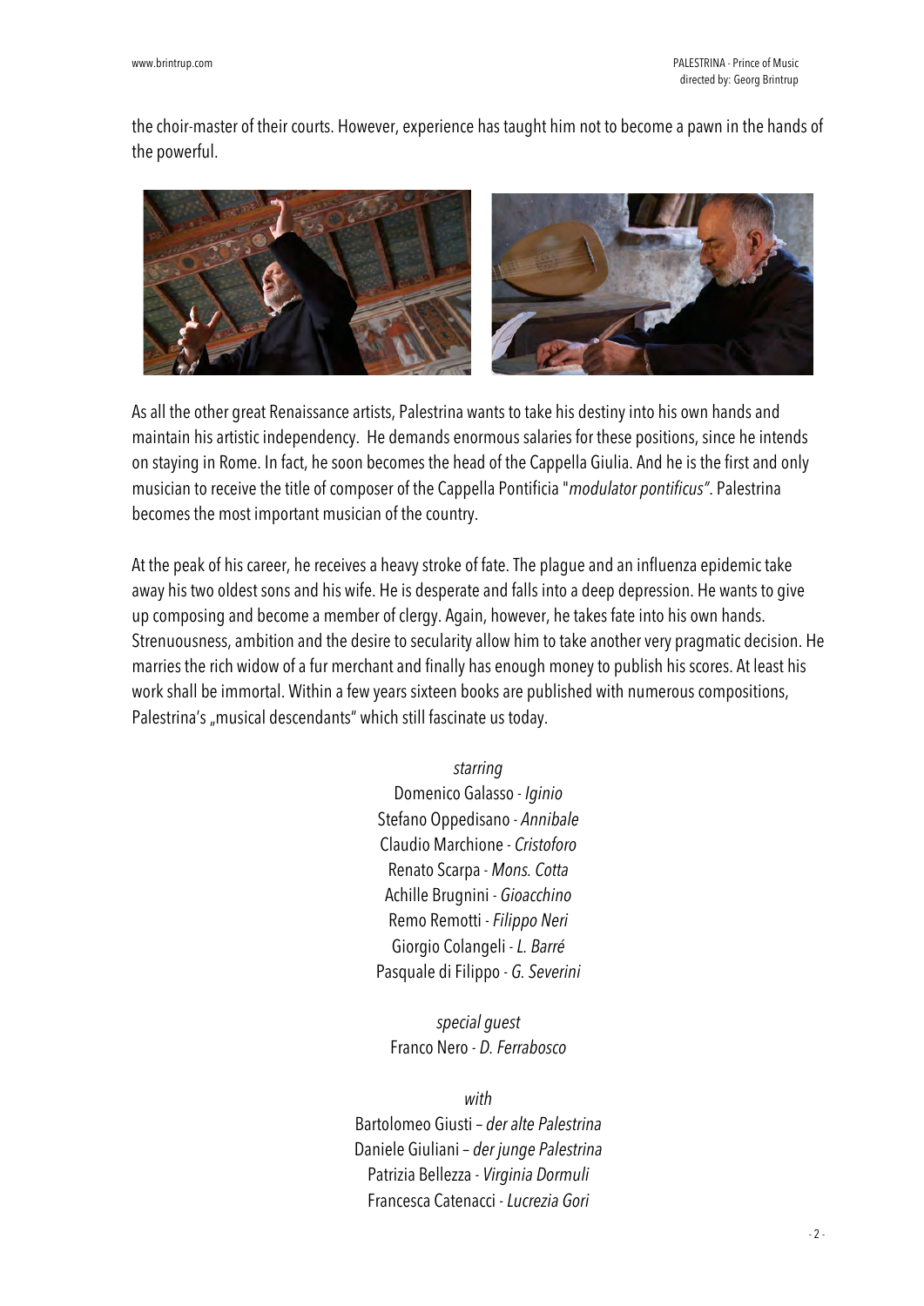the choir-master of their courts. However, experience has taught him not to become a pawn in the hands of the powerful.

As all the other great Renaissance artists, Palestrina wants to take his destiny into his own hands and maintain his artistic independency. He demands enormous salaries for these positions, since he intends on staying in Rome. In fact, he soon becomes the head of the Cappella Giulia. And he is the first and only musician to receive the title of composer of the Cappella Pontificia "*modulator pontificus*". Palestrina becomes the most important musician of the country.

At the peak of his career, he receives a heavy stroke of fate. The plague and an influenza epidemic take away his two oldest sons and his wife. He is desperate and falls into a deep depression. He wants to give up composing and become a member of clergy. Again, however, he takes fate into his own hands. Strenuousness, ambition and the desire to secularity allow him to take another very pragmatic decision. He marries the rich widow of a fur merchant and finally has enough money to publish his scores. At least his work shall be immortal. Within a few years sixteen books are published with numerous compositions, Palestrina's „musical descendants" which still fascinate us today.

*starring*
Domenico Galasso - *Iginio*
Stefano Oppedisano - *Annibale*
Claudio Marchione - *Cristoforo*
Renato Scarpa - *Mons. Cotta*
Achille Brugnini - *Gioacchino*
Remo Remotti - *Filippo Neri*
Giorgio Colangeli - *L. Barré*
Pasquale di Filippo - *G. Severini*

*special guest*
Franco Nero - *D. Ferrabosco*

*with*
Bartolomeo Giusti – *der alte Palestrina*
Daniele Giuliani – *der junge Palestrina*
Patrizia Bellezza - *Virginia Dormuli*
Francesca Catenacci - *Lucrezia Gori*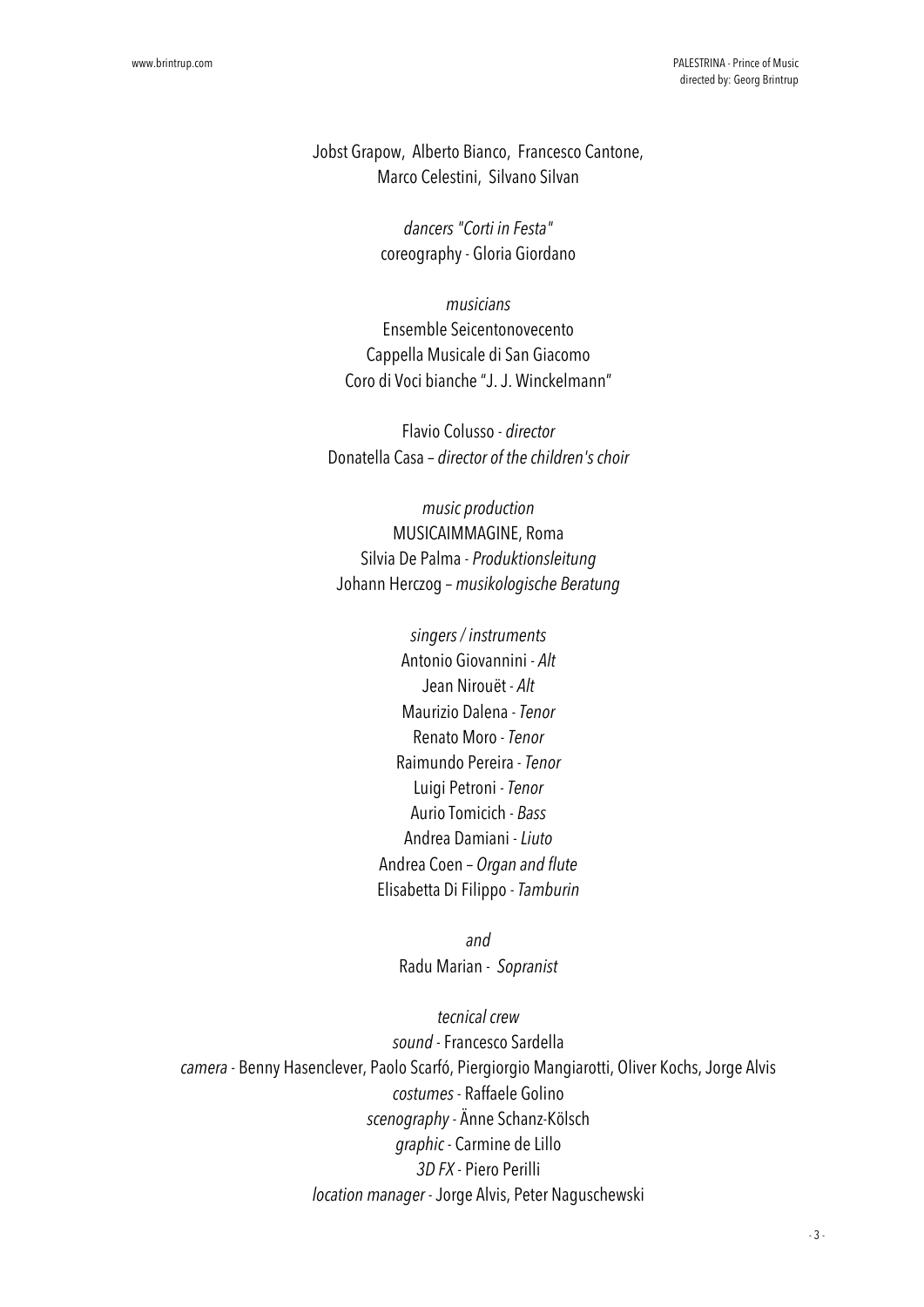Jobst Grapow, Alberto Bianco, Francesco Cantone,
Marco Celestini, Silvano Silvan

*dancers "Corti in Festa"*
coreography - Gloria Giordano

*musicians*
Ensemble Seicentonovecento
Cappella Musicale di San Giacomo
Coro di Voci bianche "J. J. Winckelmann"

Flavio Colusso - *director*
Donatella Casa – *director of the children's choir*

*music production*
MUSICAIMMAGINE, Roma
Silvia De Palma - *Produktionsleitung*
Johann Herczog – *musikologische Beratung*

*singers / instruments*
Antonio Giovannini - *Alt*
Jean Nirouët - *Alt*
Maurizio Dalena - *Tenor*
Renato Moro - *Tenor*
Raimundo Pereira - *Tenor*
Luigi Petroni - *Tenor*
Aurio Tomicich - *Bass*
Andrea Damiani - *Liuto*
Andrea Coen – *Organ and flute*
Elisabetta Di Filippo - *Tamburin*

*and*
Radu Marian - *Sopranist*

*tecnical crew*
*sound* - Francesco Sardella
*camera* - Benny Hasenclever, Paolo Scarfó, Piergiorgio Mangiarotti, Oliver Kochs, Jorge Alvis
*costumes* - Raffaele Golino
*scenography* - Änne Schanz-Kölsch
*graphic* - Carmine de Lillo
*3D FX* - Piero Perilli
*location manager* - Jorge Alvis, Peter Naguschewski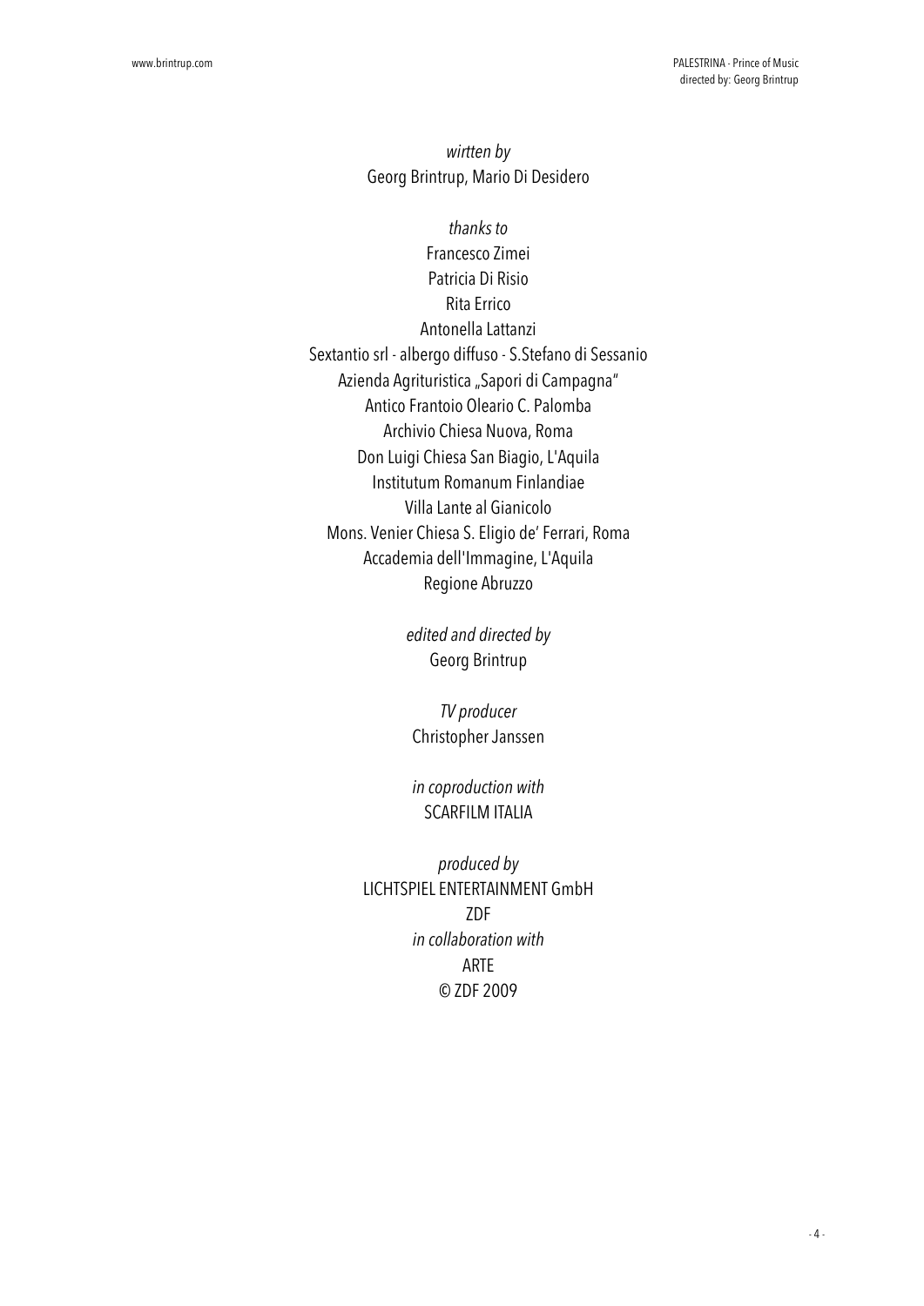*wirtten by*
Georg Brintrup, Mario Di Desidero

*thanks to*
Francesco Zimei
Patricia Di Risio
Rita Errico
Antonella Lattanzi
Sextantio srl - albergo diffuso - S.Stefano di Sessanio
Azienda Agrituristica „Sapori di Campagna"
Antico Frantoio Oleario C. Palomba
Archivio Chiesa Nuova, Roma
Don Luigi Chiesa San Biagio, L'Aquila
Institutum Romanum Finlandiae
Villa Lante al Gianicolo
Mons. Venier Chiesa S. Eligio de' Ferrari, Roma
Accademia dell'Immagine, L'Aquila
Regione Abruzzo

*edited and directed by*
Georg Brintrup

*TV producer*
Christopher Janssen

*in coproduction with*
SCARFILM ITALIA

*produced by*
LICHTSPIEL ENTERTAINMENT GmbH
ZDF
*in collaboration with*
ARTE
© ZDF 2009